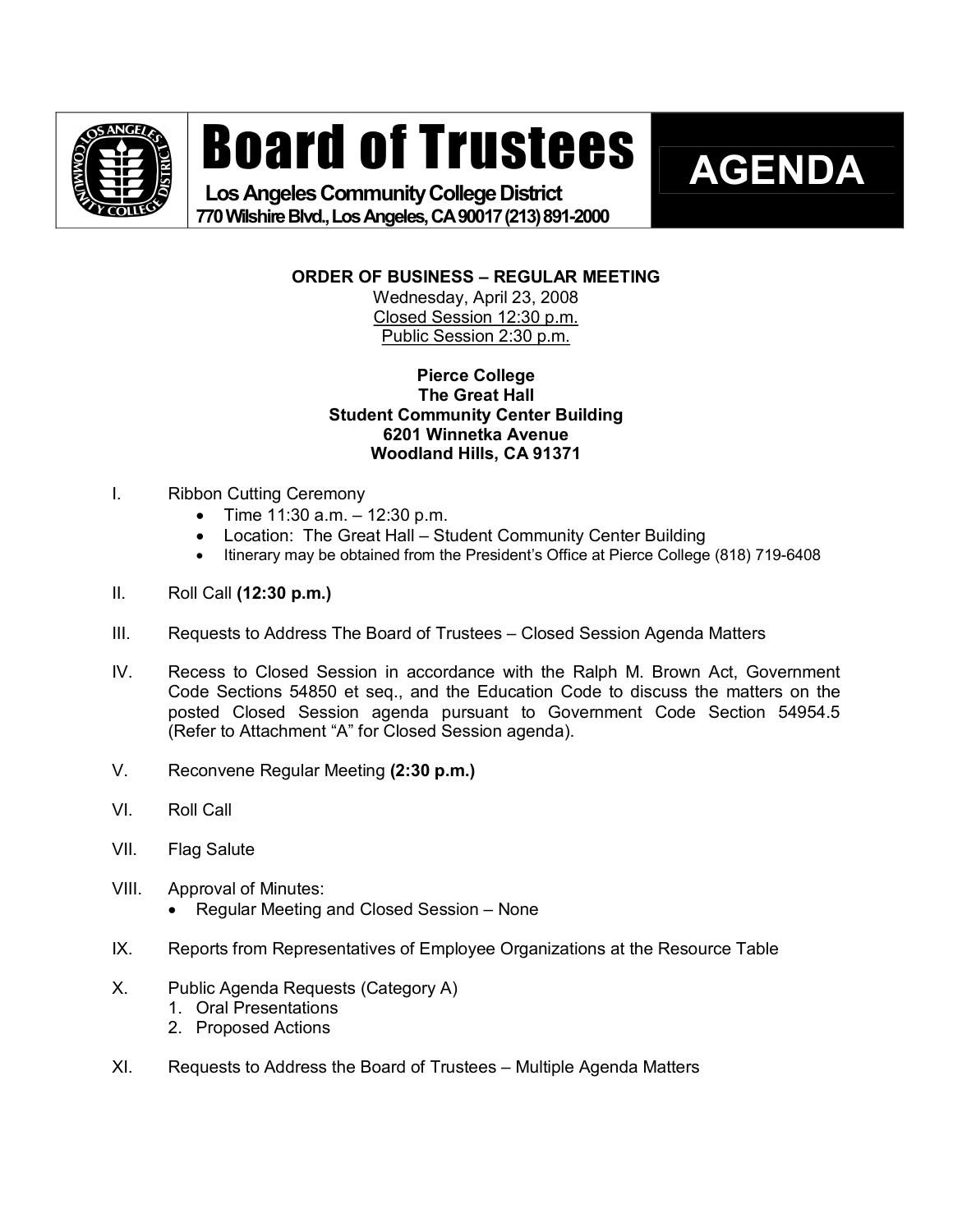# Board of Trustees

**Los Angeles Community College District**
**770 Wilshire Blvd., Los Angeles, CA 90017 (213) 891-2000**

# AGENDA

**ORDER OF BUSINESS – REGULAR MEETING**
Wednesday, April 23, 2008
Closed Session 12:30 p.m.
Public Session 2:30 p.m.

**Pierce College**
**The Great Hall**
**Student Community Center Building**
**6201 Winnetka Avenue**
**Woodland Hills, CA 91371**

I. Ribbon Cutting Ceremony
- Time 11:30 a.m. – 12:30 p.m.
- Location: The Great Hall – Student Community Center Building
- Itinerary may be obtained from the President's Office at Pierce College (818) 719-6408

II. Roll Call **(12:30 p.m.)**

III. Requests to Address The Board of Trustees – Closed Session Agenda Matters

IV. Recess to Closed Session in accordance with the Ralph M. Brown Act, Government Code Sections 54850 et seq., and the Education Code to discuss the matters on the posted Closed Session agenda pursuant to Government Code Section 54954.5 (Refer to Attachment "A" for Closed Session agenda).

V. Reconvene Regular Meeting **(2:30 p.m.)**

VI. Roll Call

VII. Flag Salute

VIII. Approval of Minutes:
- Regular Meeting and Closed Session – None

IX. Reports from Representatives of Employee Organizations at the Resource Table

X. Public Agenda Requests (Category A)
1. Oral Presentations
2. Proposed Actions

XI. Requests to Address the Board of Trustees – Multiple Agenda Matters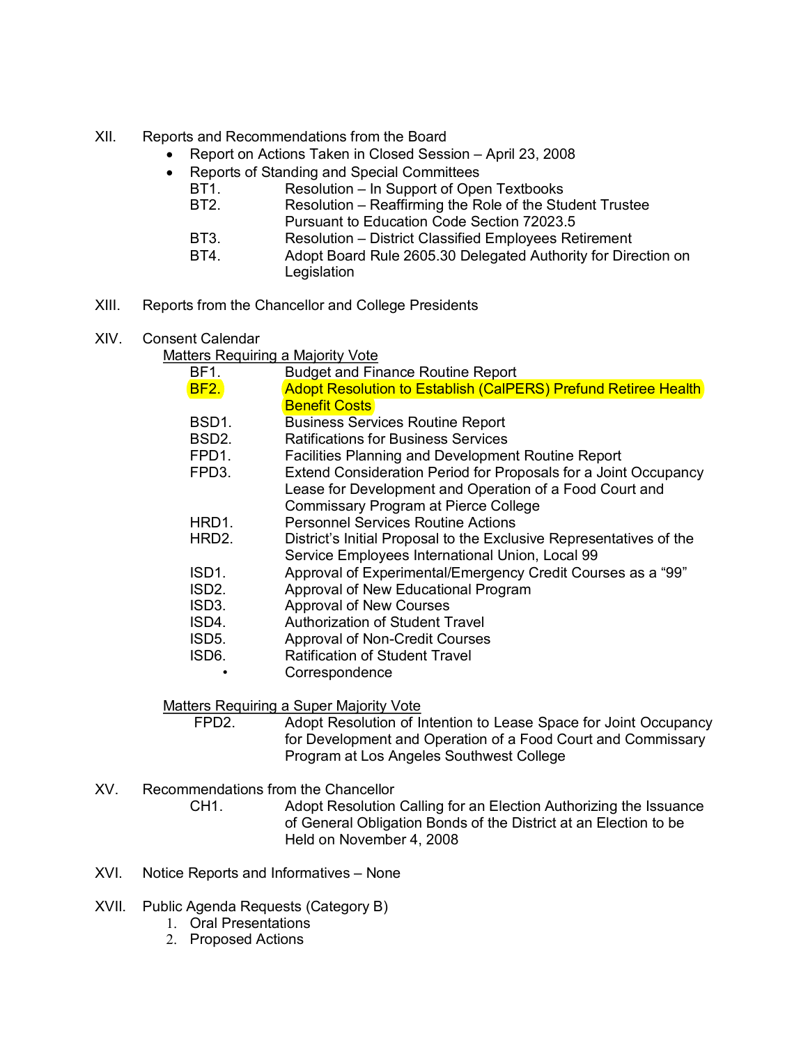XII. Reports and Recommendations from the Board

- Report on Actions Taken in Closed Session – April 23, 2008
- Reports of Standing and Special Committees
  - BT1. Resolution – In Support of Open Textbooks
  - BT2. Resolution – Reaffirming the Role of the Student Trustee Pursuant to Education Code Section 72023.5
  - BT3. Resolution – District Classified Employees Retirement
  - BT4. Adopt Board Rule 2605.30 Delegated Authority for Direction on Legislation

XIII. Reports from the Chancellor and College Presidents

XIV. Consent Calendar

Matters Requiring a Majority Vote

- BF1. Budget and Finance Routine Report
- BF2. Adopt Resolution to Establish (CalPERS) Prefund Retiree Health Benefit Costs
- BSD1. Business Services Routine Report
- BSD2. Ratifications for Business Services
- FPD1. Facilities Planning and Development Routine Report
- FPD3. Extend Consideration Period for Proposals for a Joint Occupancy Lease for Development and Operation of a Food Court and Commissary Program at Pierce College
- HRD1. Personnel Services Routine Actions
- HRD2. District's Initial Proposal to the Exclusive Representatives of the Service Employees International Union, Local 99
- ISD1. Approval of Experimental/Emergency Credit Courses as a "99"
- ISD2. Approval of New Educational Program
- ISD3. Approval of New Courses
- ISD4. Authorization of Student Travel
- ISD5. Approval of Non-Credit Courses
- ISD6. Ratification of Student Travel
- Correspondence

Matters Requiring a Super Majority Vote

- FPD2. Adopt Resolution of Intention to Lease Space for Joint Occupancy for Development and Operation of a Food Court and Commissary Program at Los Angeles Southwest College

XV. Recommendations from the Chancellor

- CH1. Adopt Resolution Calling for an Election Authorizing the Issuance of General Obligation Bonds of the District at an Election to be Held on November 4, 2008

XVI. Notice Reports and Informatives – None

XVII. Public Agenda Requests (Category B)

1. Oral Presentations
2. Proposed Actions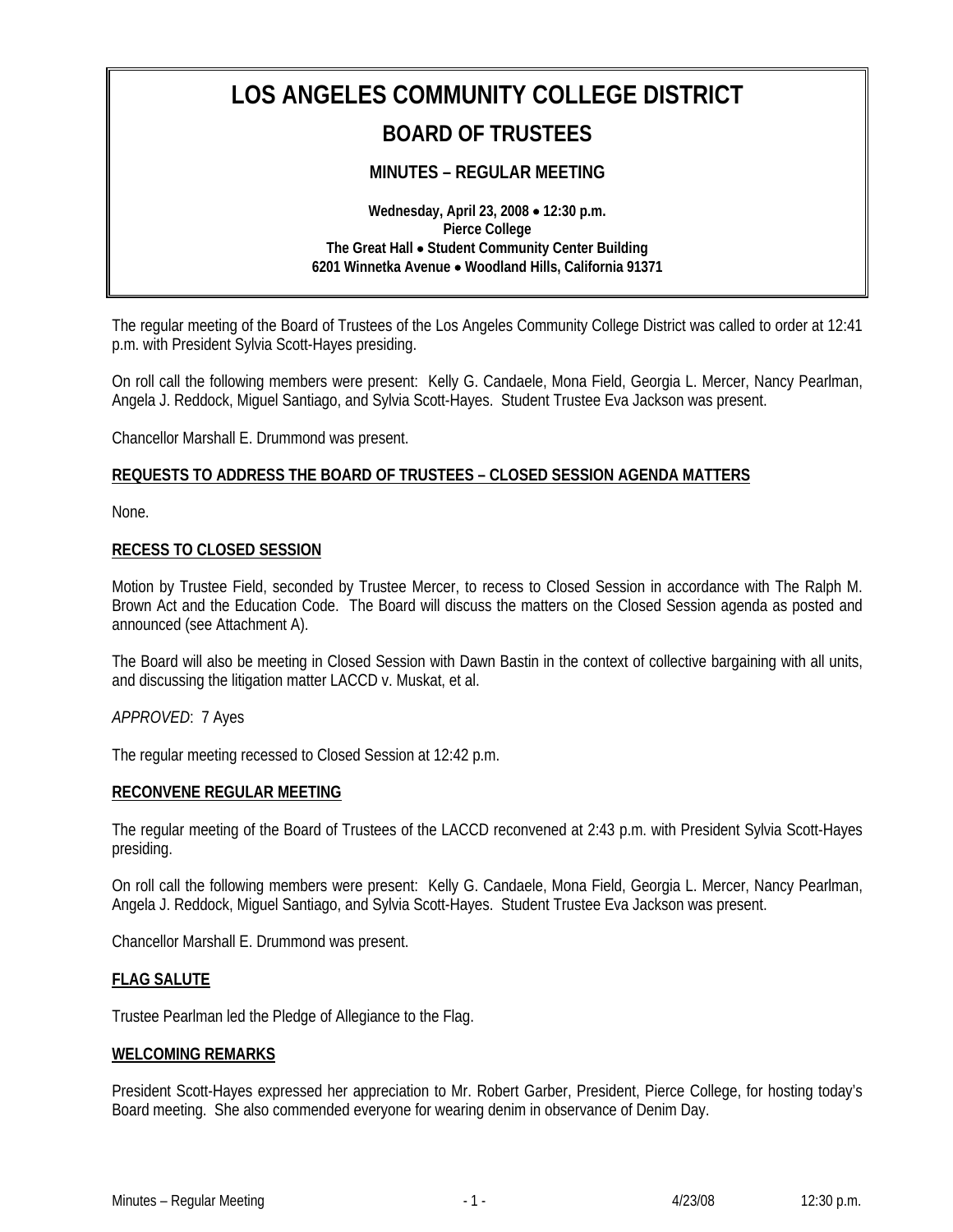# LOS ANGELES COMMUNITY COLLEGE DISTRICT

## BOARD OF TRUSTEES

### MINUTES – REGULAR MEETING

**Wednesday, April 23, 2008 • 12:30 p.m.**
**Pierce College**
**The Great Hall • Student Community Center Building**
**6201 Winnetka Avenue • Woodland Hills, California 91371**

The regular meeting of the Board of Trustees of the Los Angeles Community College District was called to order at 12:41 p.m. with President Sylvia Scott-Hayes presiding.

On roll call the following members were present: Kelly G. Candaele, Mona Field, Georgia L. Mercer, Nancy Pearlman, Angela J. Reddock, Miguel Santiago, and Sylvia Scott-Hayes. Student Trustee Eva Jackson was present.

Chancellor Marshall E. Drummond was present.

**REQUESTS TO ADDRESS THE BOARD OF TRUSTEES – CLOSED SESSION AGENDA MATTERS**

None.

**RECESS TO CLOSED SESSION**

Motion by Trustee Field, seconded by Trustee Mercer, to recess to Closed Session in accordance with The Ralph M. Brown Act and the Education Code. The Board will discuss the matters on the Closed Session agenda as posted and announced (see Attachment A).

The Board will also be meeting in Closed Session with Dawn Bastin in the context of collective bargaining with all units, and discussing the litigation matter LACCD v. Muskat, et al.

*APPROVED*: 7 Ayes

The regular meeting recessed to Closed Session at 12:42 p.m.

**RECONVENE REGULAR MEETING**

The regular meeting of the Board of Trustees of the LACCD reconvened at 2:43 p.m. with President Sylvia Scott-Hayes presiding.

On roll call the following members were present: Kelly G. Candaele, Mona Field, Georgia L. Mercer, Nancy Pearlman, Angela J. Reddock, Miguel Santiago, and Sylvia Scott-Hayes. Student Trustee Eva Jackson was present.

Chancellor Marshall E. Drummond was present.

**FLAG SALUTE**

Trustee Pearlman led the Pledge of Allegiance to the Flag.

**WELCOMING REMARKS**

President Scott-Hayes expressed her appreciation to Mr. Robert Garber, President, Pierce College, for hosting today's Board meeting. She also commended everyone for wearing denim in observance of Denim Day.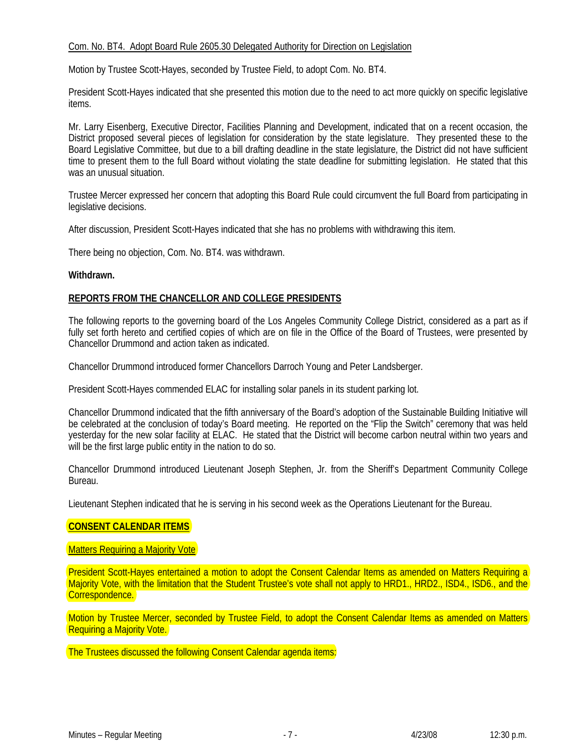Com. No. BT4. Adopt Board Rule 2605.30 Delegated Authority for Direction on Legislation

Motion by Trustee Scott-Hayes, seconded by Trustee Field, to adopt Com. No. BT4.

President Scott-Hayes indicated that she presented this motion due to the need to act more quickly on specific legislative items.

Mr. Larry Eisenberg, Executive Director, Facilities Planning and Development, indicated that on a recent occasion, the District proposed several pieces of legislation for consideration by the state legislature. They presented these to the Board Legislative Committee, but due to a bill drafting deadline in the state legislature, the District did not have sufficient time to present them to the full Board without violating the state deadline for submitting legislation. He stated that this was an unusual situation.

Trustee Mercer expressed her concern that adopting this Board Rule could circumvent the full Board from participating in legislative decisions.

After discussion, President Scott-Hayes indicated that she has no problems with withdrawing this item.

There being no objection, Com. No. BT4. was withdrawn.

**Withdrawn.**

## REPORTS FROM THE CHANCELLOR AND COLLEGE PRESIDENTS

The following reports to the governing board of the Los Angeles Community College District, considered as a part as if fully set forth hereto and certified copies of which are on file in the Office of the Board of Trustees, were presented by Chancellor Drummond and action taken as indicated.

Chancellor Drummond introduced former Chancellors Darroch Young and Peter Landsberger.

President Scott-Hayes commended ELAC for installing solar panels in its student parking lot.

Chancellor Drummond indicated that the fifth anniversary of the Board's adoption of the Sustainable Building Initiative will be celebrated at the conclusion of today's Board meeting. He reported on the "Flip the Switch" ceremony that was held yesterday for the new solar facility at ELAC. He stated that the District will become carbon neutral within two years and will be the first large public entity in the nation to do so.

Chancellor Drummond introduced Lieutenant Joseph Stephen, Jr. from the Sheriff's Department Community College Bureau.

Lieutenant Stephen indicated that he is serving in his second week as the Operations Lieutenant for the Bureau.

## CONSENT CALENDAR ITEMS

Matters Requiring a Majority Vote

President Scott-Hayes entertained a motion to adopt the Consent Calendar Items as amended on Matters Requiring a Majority Vote, with the limitation that the Student Trustee's vote shall not apply to HRD1., HRD2., ISD4., ISD6., and the Correspondence.

Motion by Trustee Mercer, seconded by Trustee Field, to adopt the Consent Calendar Items as amended on Matters Requiring a Majority Vote.

The Trustees discussed the following Consent Calendar agenda items: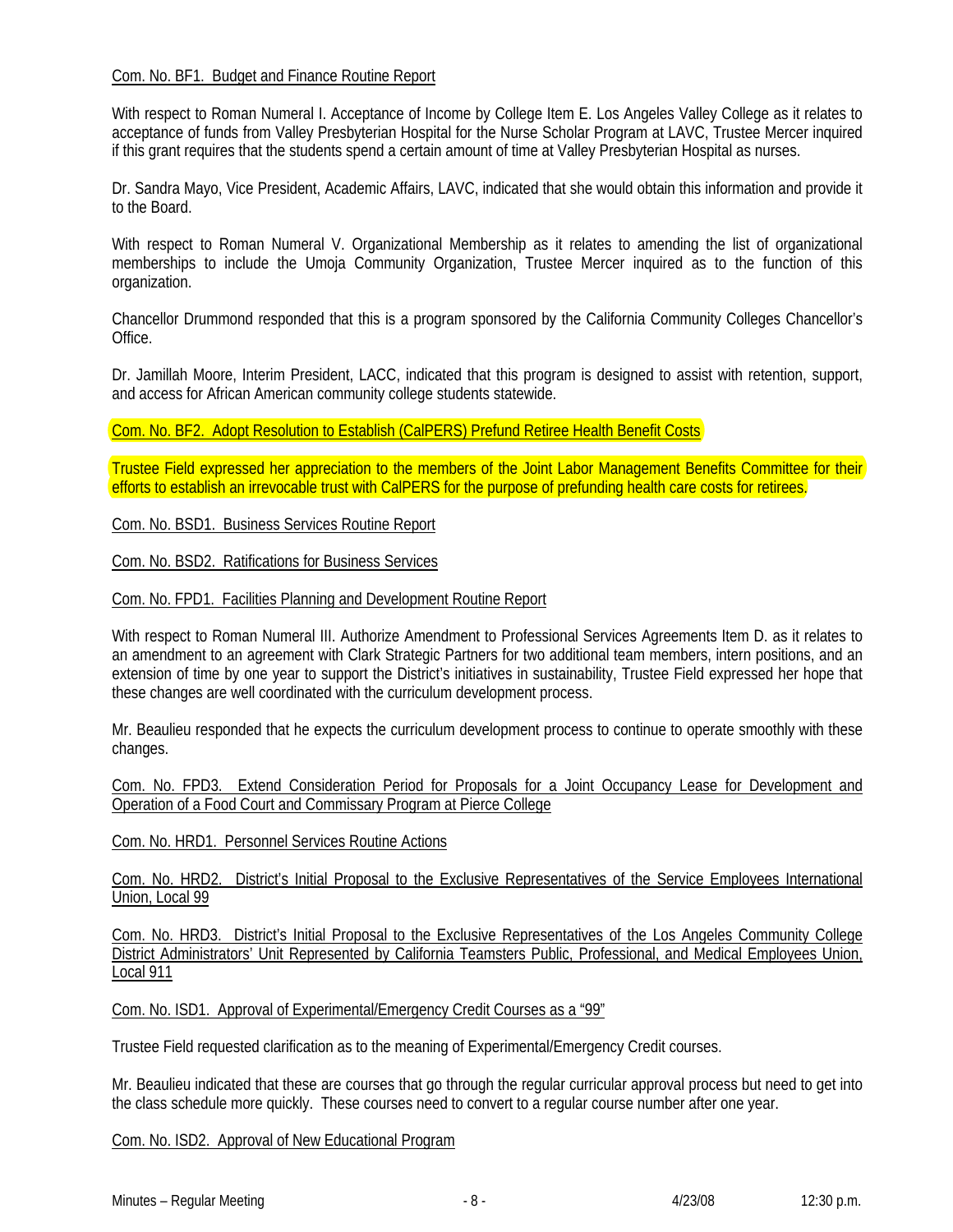Com. No. BF1. Budget and Finance Routine Report

With respect to Roman Numeral I. Acceptance of Income by College Item E. Los Angeles Valley College as it relates to acceptance of funds from Valley Presbyterian Hospital for the Nurse Scholar Program at LAVC, Trustee Mercer inquired if this grant requires that the students spend a certain amount of time at Valley Presbyterian Hospital as nurses.

Dr. Sandra Mayo, Vice President, Academic Affairs, LAVC, indicated that she would obtain this information and provide it to the Board.

With respect to Roman Numeral V. Organizational Membership as it relates to amending the list of organizational memberships to include the Umoja Community Organization, Trustee Mercer inquired as to the function of this organization.

Chancellor Drummond responded that this is a program sponsored by the California Community Colleges Chancellor's Office.

Dr. Jamillah Moore, Interim President, LACC, indicated that this program is designed to assist with retention, support, and access for African American community college students statewide.

Com. No. BF2. Adopt Resolution to Establish (CalPERS) Prefund Retiree Health Benefit Costs

Trustee Field expressed her appreciation to the members of the Joint Labor Management Benefits Committee for their efforts to establish an irrevocable trust with CalPERS for the purpose of prefunding health care costs for retirees.

Com. No. BSD1. Business Services Routine Report

Com. No. BSD2. Ratifications for Business Services

Com. No. FPD1. Facilities Planning and Development Routine Report

With respect to Roman Numeral III. Authorize Amendment to Professional Services Agreements Item D. as it relates to an amendment to an agreement with Clark Strategic Partners for two additional team members, intern positions, and an extension of time by one year to support the District's initiatives in sustainability, Trustee Field expressed her hope that these changes are well coordinated with the curriculum development process.

Mr. Beaulieu responded that he expects the curriculum development process to continue to operate smoothly with these changes.

Com. No. FPD3. Extend Consideration Period for Proposals for a Joint Occupancy Lease for Development and Operation of a Food Court and Commissary Program at Pierce College

Com. No. HRD1. Personnel Services Routine Actions

Com. No. HRD2. District's Initial Proposal to the Exclusive Representatives of the Service Employees International Union, Local 99

Com. No. HRD3. District's Initial Proposal to the Exclusive Representatives of the Los Angeles Community College District Administrators' Unit Represented by California Teamsters Public, Professional, and Medical Employees Union, Local 911

Com. No. ISD1. Approval of Experimental/Emergency Credit Courses as a "99"

Trustee Field requested clarification as to the meaning of Experimental/Emergency Credit courses.

Mr. Beaulieu indicated that these are courses that go through the regular curricular approval process but need to get into the class schedule more quickly. These courses need to convert to a regular course number after one year.

Com. No. ISD2. Approval of New Educational Program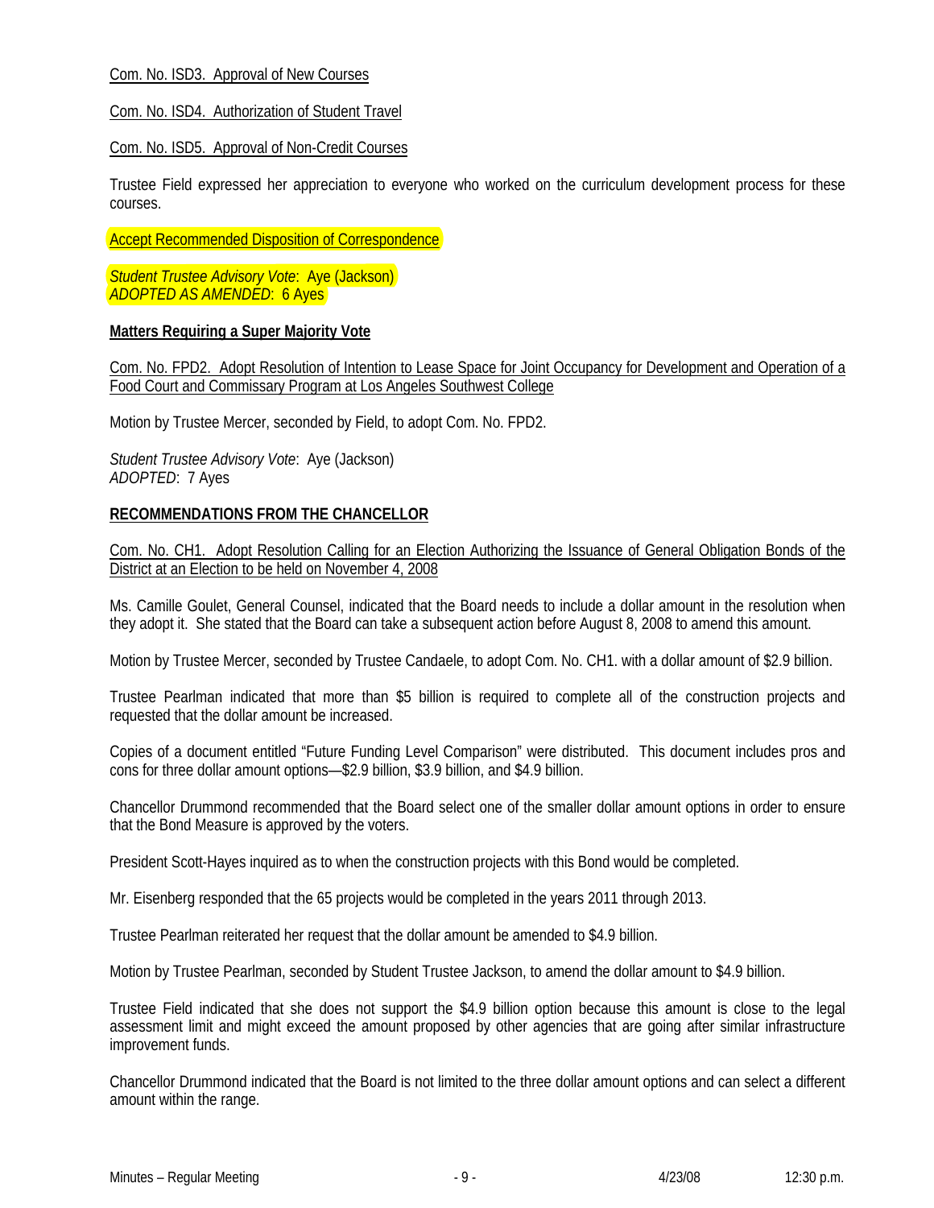Com. No. ISD3. Approval of New Courses

Com. No. ISD4. Authorization of Student Travel

Com. No. ISD5. Approval of Non-Credit Courses

Trustee Field expressed her appreciation to everyone who worked on the curriculum development process for these courses.

Accept Recommended Disposition of Correspondence

*Student Trustee Advisory Vote*: Aye (Jackson)
*ADOPTED AS AMENDED*: 6 Ayes

**Matters Requiring a Super Majority Vote**

Com. No. FPD2. Adopt Resolution of Intention to Lease Space for Joint Occupancy for Development and Operation of a Food Court and Commissary Program at Los Angeles Southwest College

Motion by Trustee Mercer, seconded by Field, to adopt Com. No. FPD2.

*Student Trustee Advisory Vote*: Aye (Jackson)
*ADOPTED*: 7 Ayes

**RECOMMENDATIONS FROM THE CHANCELLOR**

Com. No. CH1. Adopt Resolution Calling for an Election Authorizing the Issuance of General Obligation Bonds of the District at an Election to be held on November 4, 2008

Ms. Camille Goulet, General Counsel, indicated that the Board needs to include a dollar amount in the resolution when they adopt it. She stated that the Board can take a subsequent action before August 8, 2008 to amend this amount.

Motion by Trustee Mercer, seconded by Trustee Candaele, to adopt Com. No. CH1. with a dollar amount of $2.9 billion.

Trustee Pearlman indicated that more than $5 billion is required to complete all of the construction projects and requested that the dollar amount be increased.

Copies of a document entitled "Future Funding Level Comparison" were distributed. This document includes pros and cons for three dollar amount options—$2.9 billion, $3.9 billion, and $4.9 billion.

Chancellor Drummond recommended that the Board select one of the smaller dollar amount options in order to ensure that the Bond Measure is approved by the voters.

President Scott-Hayes inquired as to when the construction projects with this Bond would be completed.

Mr. Eisenberg responded that the 65 projects would be completed in the years 2011 through 2013.

Trustee Pearlman reiterated her request that the dollar amount be amended to $4.9 billion.

Motion by Trustee Pearlman, seconded by Student Trustee Jackson, to amend the dollar amount to $4.9 billion.

Trustee Field indicated that she does not support the $4.9 billion option because this amount is close to the legal assessment limit and might exceed the amount proposed by other agencies that are going after similar infrastructure improvement funds.

Chancellor Drummond indicated that the Board is not limited to the three dollar amount options and can select a different amount within the range.